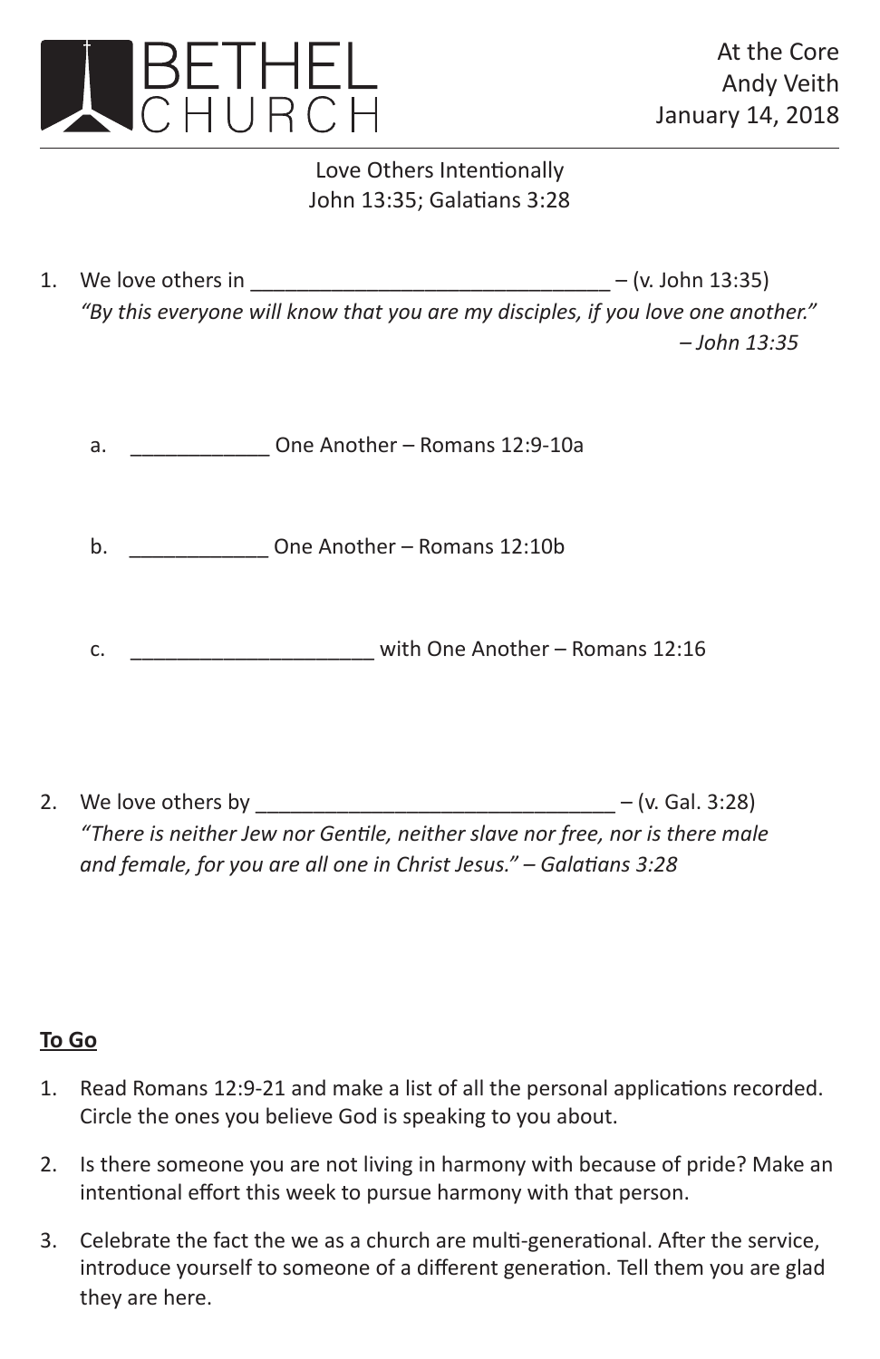BETHEL CHURCH

At the Core
Andy Veith
January 14, 2018

Love Others Intentionally
John 13:35; Galatians 3:28

1. We love others in _______________________________ – (v. John 13:35)
   *"By this everyone will know that you are my disciples, if you love one another."*
   *– John 13:35*

   a. ____________ One Another – Romans 12:9-10a

   b. ____________ One Another – Romans 12:10b

   c. _____________________ with One Another – Romans 12:16

2. We love others by _______________________________ – (v. Gal. 3:28)
   *"There is neither Jew nor Gentile, neither slave nor free, nor is there male and female, for you are all one in Christ Jesus." – Galatians 3:28*

**To Go**

1. Read Romans 12:9-21 and make a list of all the personal applications recorded. Circle the ones you believe God is speaking to you about.
2. Is there someone you are not living in harmony with because of pride? Make an intentional effort this week to pursue harmony with that person.
3. Celebrate the fact the we as a church are multi-generational. After the service, introduce yourself to someone of a different generation. Tell them you are glad they are here.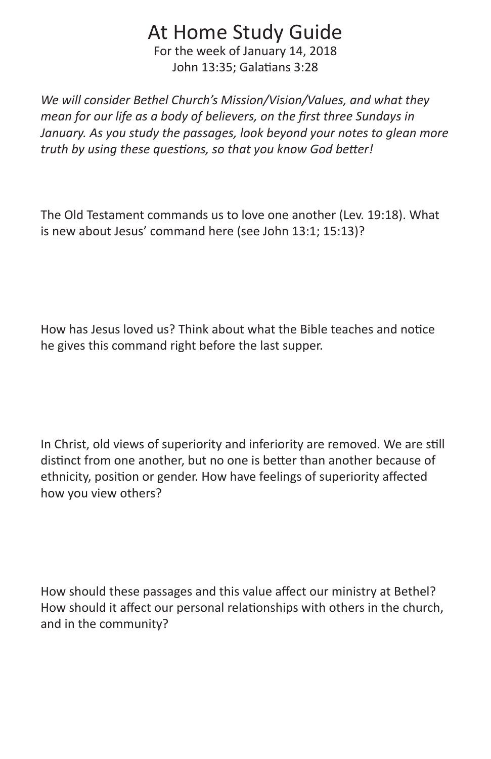# At Home Study Guide

For the week of January 14, 2018
John 13:35; Galatians 3:28

*We will consider Bethel Church's Mission/Vision/Values, and what they mean for our life as a body of believers, on the first three Sundays in January. As you study the passages, look beyond your notes to glean more truth by using these questions, so that you know God better!*

The Old Testament commands us to love one another (Lev. 19:18). What is new about Jesus' command here (see John 13:1; 15:13)?

How has Jesus loved us? Think about what the Bible teaches and notice he gives this command right before the last supper.

In Christ, old views of superiority and inferiority are removed. We are still distinct from one another, but no one is better than another because of ethnicity, position or gender. How have feelings of superiority affected how you view others?

How should these passages and this value affect our ministry at Bethel? How should it affect our personal relationships with others in the church, and in the community?